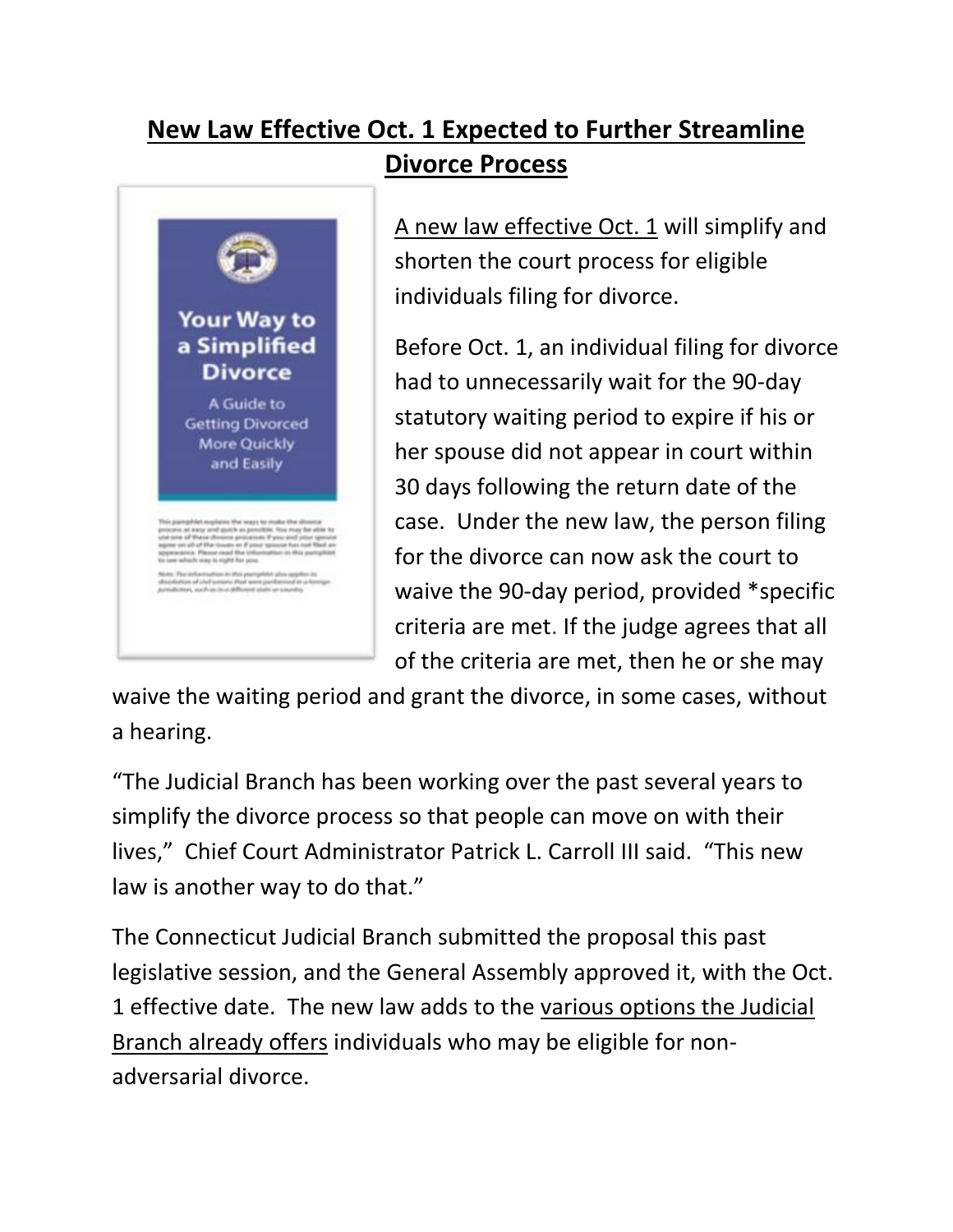# New Law Effective Oct. 1 Expected to Further Streamline Divorce Process

A new law effective Oct. 1 will simplify and shorten the court process for eligible individuals filing for divorce.

Before Oct. 1, an individual filing for divorce had to unnecessarily wait for the 90-day statutory waiting period to expire if his or her spouse did not appear in court within 30 days following the return date of the case. Under the new law, the person filing for the divorce can now ask the court to waive the 90-day period, provided *specific criteria are met. If the judge agrees that all of the criteria are met, then he or she may waive the waiting period and grant the divorce, in some cases, without a hearing.

"The Judicial Branch has been working over the past several years to simplify the divorce process so that people can move on with their lives," Chief Court Administrator Patrick L. Carroll III said. "This new law is another way to do that."

The Connecticut Judicial Branch submitted the proposal this past legislative session, and the General Assembly approved it, with the Oct. 1 effective date. The new law adds to the various options the Judicial Branch already offers individuals who may be eligible for non-adversarial divorce.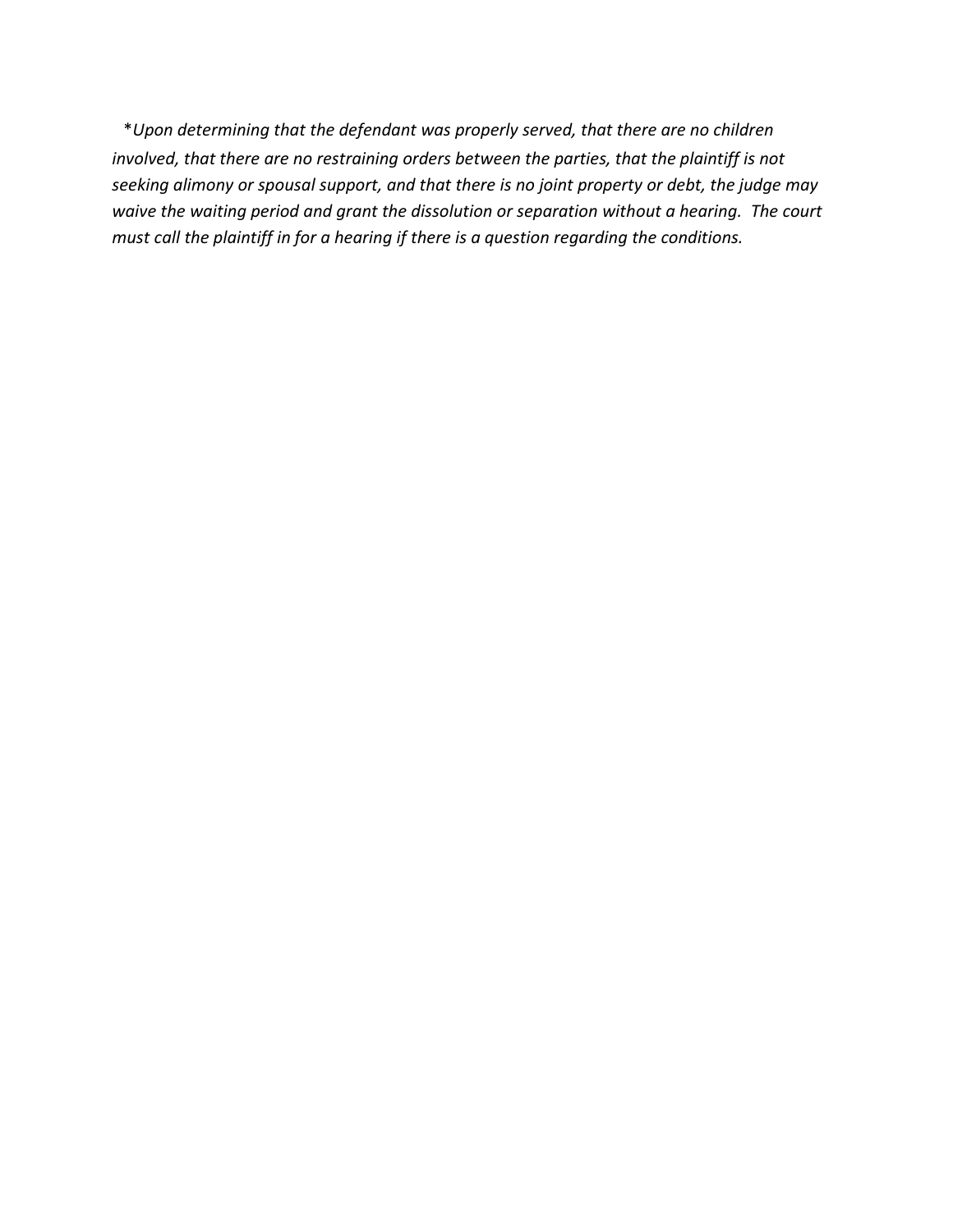**Note:** *Upon determining that the defendant was properly served, that there are no children involved, that there are no restraining orders between the parties, that the plaintiff is not seeking alimony or spousal support, and that there is no joint property or debt, the judge may waive the waiting period and grant the dissolution or separation without a hearing. The court must call the plaintiff in for a hearing if there is a question regarding the conditions.*